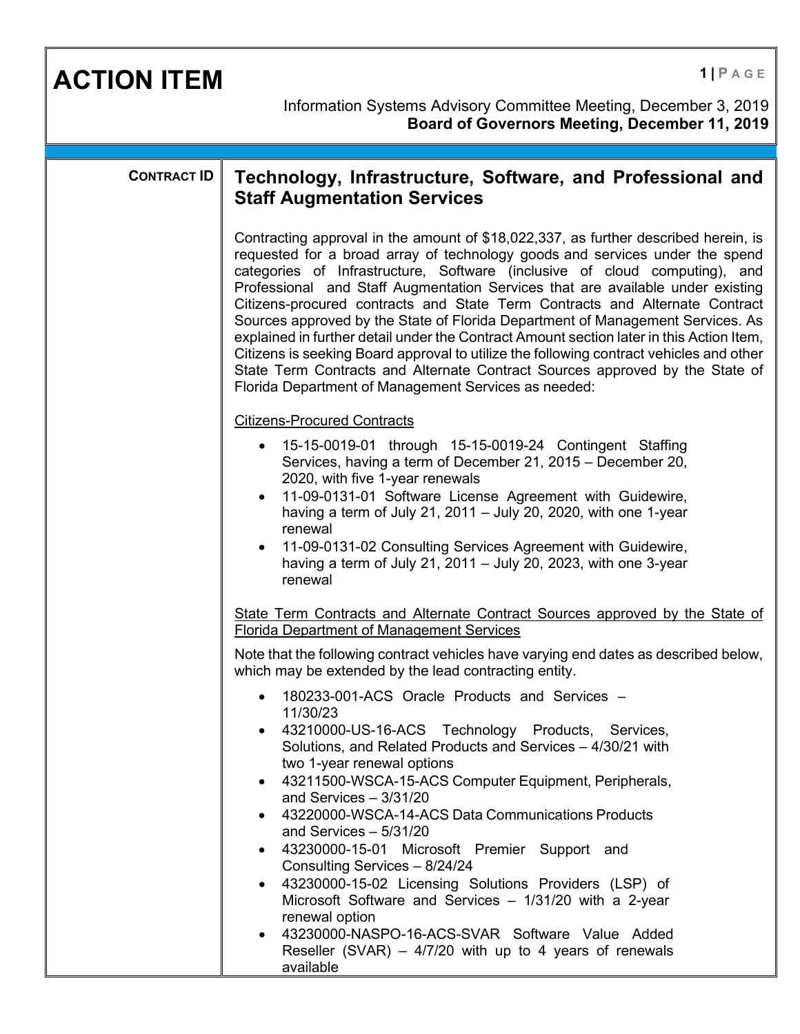# ACTION ITEM

Information Systems Advisory Committee Meeting, December 3, 2019
**Board of Governors Meeting, December 11, 2019**

**CONTRACT ID**

## Technology, Infrastructure, Software, and Professional and Staff Augmentation Services

Contracting approval in the amount of $18,022,337, as further described herein, is requested for a broad array of technology goods and services under the spend categories of Infrastructure, Software (inclusive of cloud computing), and Professional and Staff Augmentation Services that are available under existing Citizens-procured contracts and State Term Contracts and Alternate Contract Sources approved by the State of Florida Department of Management Services. As explained in further detail under the Contract Amount section later in this Action Item, Citizens is seeking Board approval to utilize the following contract vehicles and other State Term Contracts and Alternate Contract Sources approved by the State of Florida Department of Management Services as needed:

Citizens-Procured Contracts

- 15-15-0019-01 through 15-15-0019-24 Contingent Staffing Services, having a term of December 21, 2015 – December 20, 2020, with five 1-year renewals
- 11-09-0131-01 Software License Agreement with Guidewire, having a term of July 21, 2011 – July 20, 2020, with one 1-year renewal
- 11-09-0131-02 Consulting Services Agreement with Guidewire, having a term of July 21, 2011 – July 20, 2023, with one 3-year renewal

State Term Contracts and Alternate Contract Sources approved by the State of Florida Department of Management Services

Note that the following contract vehicles have varying end dates as described below, which may be extended by the lead contracting entity.

- 180233-001-ACS Oracle Products and Services – 11/30/23
- 43210000-US-16-ACS Technology Products, Services, Solutions, and Related Products and Services – 4/30/21 with two 1-year renewal options
- 43211500-WSCA-15-ACS Computer Equipment, Peripherals, and Services – 3/31/20
- 43220000-WSCA-14-ACS Data Communications Products and Services – 5/31/20
- 43230000-15-01 Microsoft Premier Support and Consulting Services – 8/24/24
- 43230000-15-02 Licensing Solutions Providers (LSP) of Microsoft Software and Services – 1/31/20 with a 2-year renewal option
- 43230000-NASPO-16-ACS-SVAR Software Value Added Reseller (SVAR) – 4/7/20 with up to 4 years of renewals available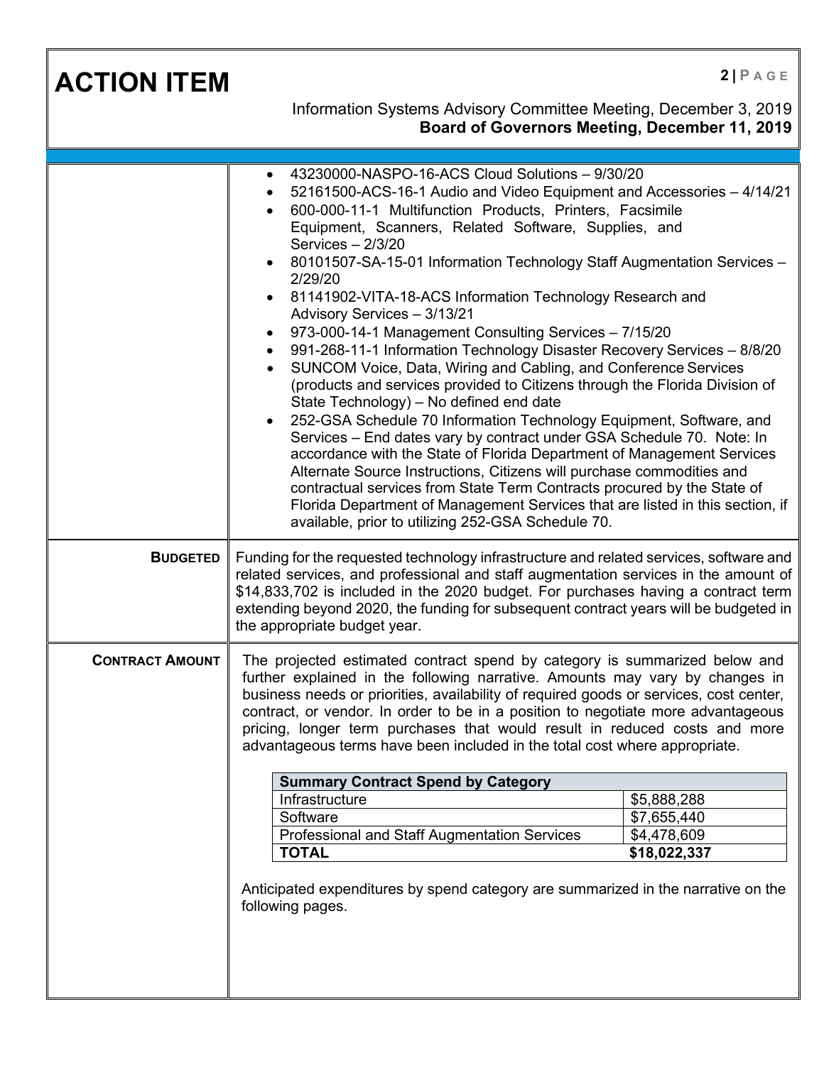- 43230000-NASPO-16-ACS Cloud Solutions – 9/30/20
- 52161500-ACS-16-1 Audio and Video Equipment and Accessories – 4/14/21
- 600-000-11-1 Multifunction Products, Printers, Facsimile Equipment, Scanners, Related Software, Supplies, and Services – 2/3/20
- 80101507-SA-15-01 Information Technology Staff Augmentation Services – 2/29/20
- 81141902-VITA-18-ACS Information Technology Research and Advisory Services – 3/13/21
- 973-000-14-1 Management Consulting Services – 7/15/20
- 991-268-11-1 Information Technology Disaster Recovery Services – 8/8/20
- SUNCOM Voice, Data, Wiring and Cabling, and Conference Services (products and services provided to Citizens through the Florida Division of State Technology) – No defined end date
- 252-GSA Schedule 70 Information Technology Equipment, Software, and Services – End dates vary by contract under GSA Schedule 70. Note: In accordance with the State of Florida Department of Management Services Alternate Source Instructions, Citizens will purchase commodities and contractual services from State Term Contracts procured by the State of Florida Department of Management Services that are listed in this section, if available, prior to utilizing 252-GSA Schedule 70.

**BUDGETED**

Funding for the requested technology infrastructure and related services, software and related services, and professional and staff augmentation services in the amount of $14,833,702 is included in the 2020 budget. For purchases having a contract term extending beyond 2020, the funding for subsequent contract years will be budgeted in the appropriate budget year.

**CONTRACT AMOUNT**

The projected estimated contract spend by category is summarized below and further explained in the following narrative. Amounts may vary by changes in business needs or priorities, availability of required goods or services, cost center, contract, or vendor. In order to be in a position to negotiate more advantageous pricing, longer term purchases that would result in reduced costs and more advantageous terms have been included in the total cost where appropriate.

| **Summary Contract Spend by Category** | |
|---|---|
| Infrastructure | $5,888,288 |
| Software | $7,655,440 |
| Professional and Staff Augmentation Services | $4,478,609 |
| **TOTAL** | **$18,022,337** |

Anticipated expenditures by spend category are summarized in the narrative on the following pages.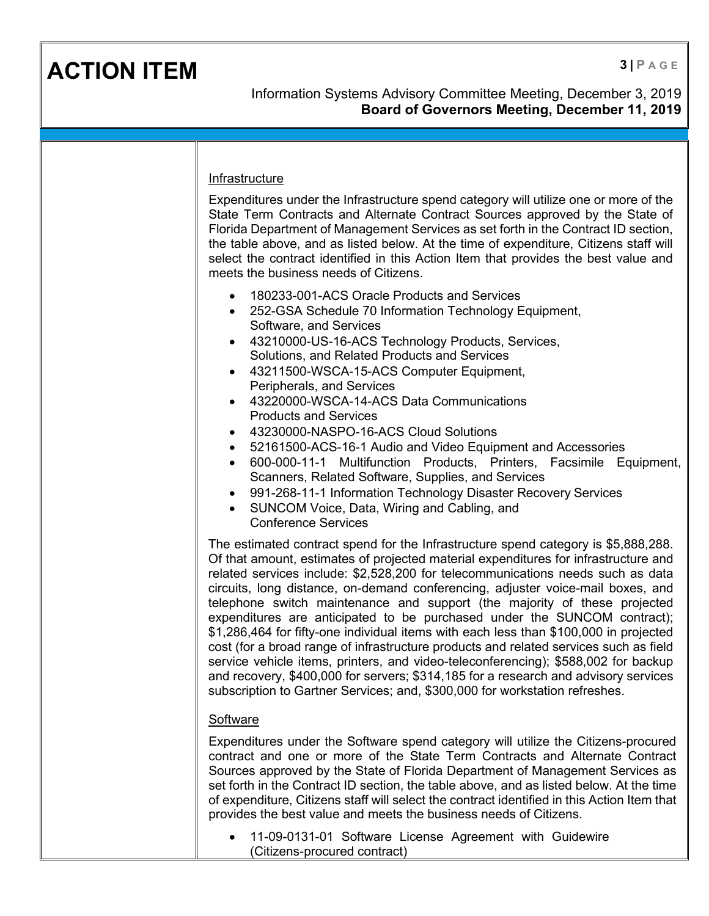Infrastructure

Expenditures under the Infrastructure spend category will utilize one or more of the State Term Contracts and Alternate Contract Sources approved by the State of Florida Department of Management Services as set forth in the Contract ID section, the table above, and as listed below. At the time of expenditure, Citizens staff will select the contract identified in this Action Item that provides the best value and meets the business needs of Citizens.

- 180233-001-ACS Oracle Products and Services
- 252-GSA Schedule 70 Information Technology Equipment, Software, and Services
- 43210000-US-16-ACS Technology Products, Services, Solutions, and Related Products and Services
- 43211500-WSCA-15-ACS Computer Equipment, Peripherals, and Services
- 43220000-WSCA-14-ACS Data Communications Products and Services
- 43230000-NASPO-16-ACS Cloud Solutions
- 52161500-ACS-16-1 Audio and Video Equipment and Accessories
- 600-000-11-1 Multifunction Products, Printers, Facsimile Equipment, Scanners, Related Software, Supplies, and Services
- 991-268-11-1 Information Technology Disaster Recovery Services
- SUNCOM Voice, Data, Wiring and Cabling, and Conference Services

The estimated contract spend for the Infrastructure spend category is $5,888,288. Of that amount, estimates of projected material expenditures for infrastructure and related services include: $2,528,200 for telecommunications needs such as data circuits, long distance, on-demand conferencing, adjuster voice-mail boxes, and telephone switch maintenance and support (the majority of these projected expenditures are anticipated to be purchased under the SUNCOM contract); $1,286,464 for fifty-one individual items with each less than $100,000 in projected cost (for a broad range of infrastructure products and related services such as field service vehicle items, printers, and video-teleconferencing); $588,002 for backup and recovery, $400,000 for servers; $314,185 for a research and advisory services subscription to Gartner Services; and, $300,000 for workstation refreshes.

Software

Expenditures under the Software spend category will utilize the Citizens-procured contract and one or more of the State Term Contracts and Alternate Contract Sources approved by the State of Florida Department of Management Services as set forth in the Contract ID section, the table above, and as listed below. At the time of expenditure, Citizens staff will select the contract identified in this Action Item that provides the best value and meets the business needs of Citizens.

- 11-09-0131-01 Software License Agreement with Guidewire (Citizens-procured contract)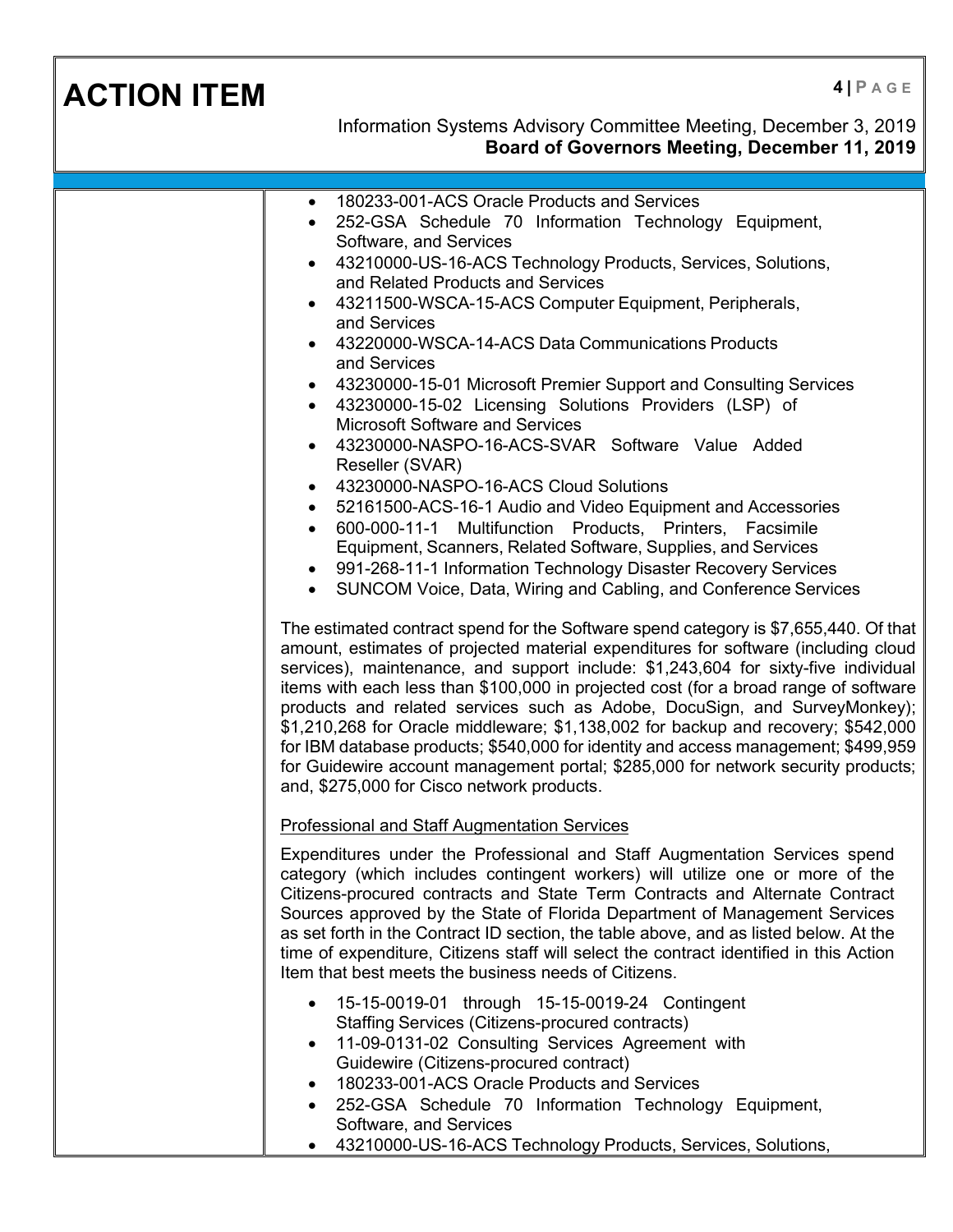- 180233-001-ACS Oracle Products and Services
- 252-GSA Schedule 70 Information Technology Equipment, Software, and Services
- 43210000-US-16-ACS Technology Products, Services, Solutions, and Related Products and Services
- 43211500-WSCA-15-ACS Computer Equipment, Peripherals, and Services
- 43220000-WSCA-14-ACS Data Communications Products and Services
- 43230000-15-01 Microsoft Premier Support and Consulting Services
- 43230000-15-02 Licensing Solutions Providers (LSP) of Microsoft Software and Services
- 43230000-NASPO-16-ACS-SVAR Software Value Added Reseller (SVAR)
- 43230000-NASPO-16-ACS Cloud Solutions
- 52161500-ACS-16-1 Audio and Video Equipment and Accessories
- 600-000-11-1 Multifunction Products, Printers, Facsimile Equipment, Scanners, Related Software, Supplies, and Services
- 991-268-11-1 Information Technology Disaster Recovery Services
- SUNCOM Voice, Data, Wiring and Cabling, and Conference Services

The estimated contract spend for the Software spend category is $7,655,440. Of that amount, estimates of projected material expenditures for software (including cloud services), maintenance, and support include: $1,243,604 for sixty-five individual items with each less than $100,000 in projected cost (for a broad range of software products and related services such as Adobe, DocuSign, and SurveyMonkey); $1,210,268 for Oracle middleware; $1,138,002 for backup and recovery; $542,000 for IBM database products; $540,000 for identity and access management; $499,959 for Guidewire account management portal; $285,000 for network security products; and, $275,000 for Cisco network products.

Professional and Staff Augmentation Services

Expenditures under the Professional and Staff Augmentation Services spend category (which includes contingent workers) will utilize one or more of the Citizens-procured contracts and State Term Contracts and Alternate Contract Sources approved by the State of Florida Department of Management Services as set forth in the Contract ID section, the table above, and as listed below. At the time of expenditure, Citizens staff will select the contract identified in this Action Item that best meets the business needs of Citizens.

- 15-15-0019-01 through 15-15-0019-24 Contingent Staffing Services (Citizens-procured contracts)
- 11-09-0131-02 Consulting Services Agreement with Guidewire (Citizens-procured contract)
- 180233-001-ACS Oracle Products and Services
- 252-GSA Schedule 70 Information Technology Equipment, Software, and Services
- 43210000-US-16-ACS Technology Products, Services, Solutions,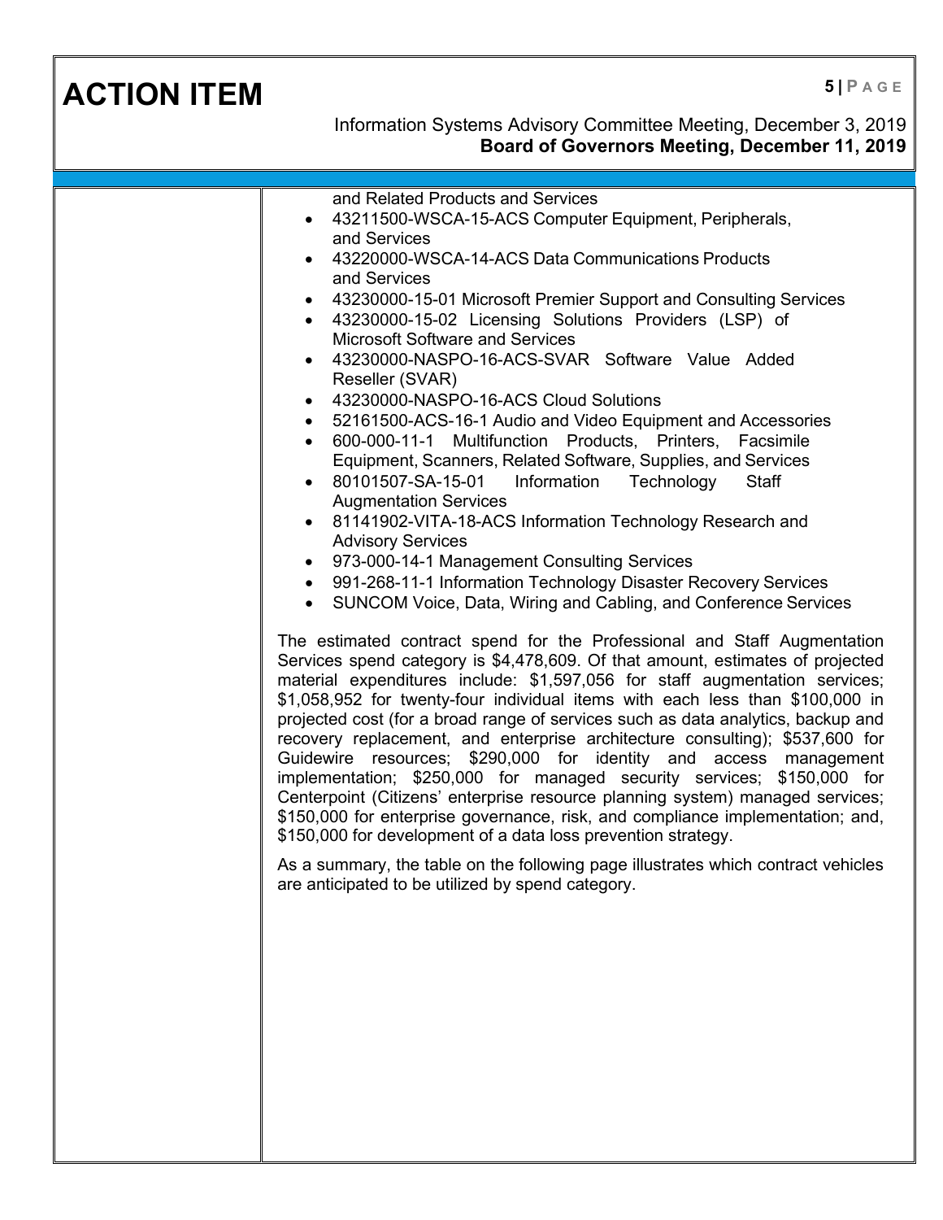and Related Products and Services

- 43211500-WSCA-15-ACS Computer Equipment, Peripherals, and Services
- 43220000-WSCA-14-ACS Data Communications Products and Services
- 43230000-15-01 Microsoft Premier Support and Consulting Services
- 43230000-15-02 Licensing Solutions Providers (LSP) of Microsoft Software and Services
- 43230000-NASPO-16-ACS-SVAR Software Value Added Reseller (SVAR)
- 43230000-NASPO-16-ACS Cloud Solutions
- 52161500-ACS-16-1 Audio and Video Equipment and Accessories
- 600-000-11-1 Multifunction Products, Printers, Facsimile Equipment, Scanners, Related Software, Supplies, and Services
- 80101507-SA-15-01 Information Technology Staff Augmentation Services
- 81141902-VITA-18-ACS Information Technology Research and Advisory Services
- 973-000-14-1 Management Consulting Services
- 991-268-11-1 Information Technology Disaster Recovery Services
- SUNCOM Voice, Data, Wiring and Cabling, and Conference Services

The estimated contract spend for the Professional and Staff Augmentation Services spend category is $4,478,609. Of that amount, estimates of projected material expenditures include: $1,597,056 for staff augmentation services; $1,058,952 for twenty-four individual items with each less than $100,000 in projected cost (for a broad range of services such as data analytics, backup and recovery replacement, and enterprise architecture consulting); $537,600 for Guidewire resources; $290,000 for identity and access management implementation; $250,000 for managed security services; $150,000 for Centerpoint (Citizens' enterprise resource planning system) managed services; $150,000 for enterprise governance, risk, and compliance implementation; and, $150,000 for development of a data loss prevention strategy.

As a summary, the table on the following page illustrates which contract vehicles are anticipated to be utilized by spend category.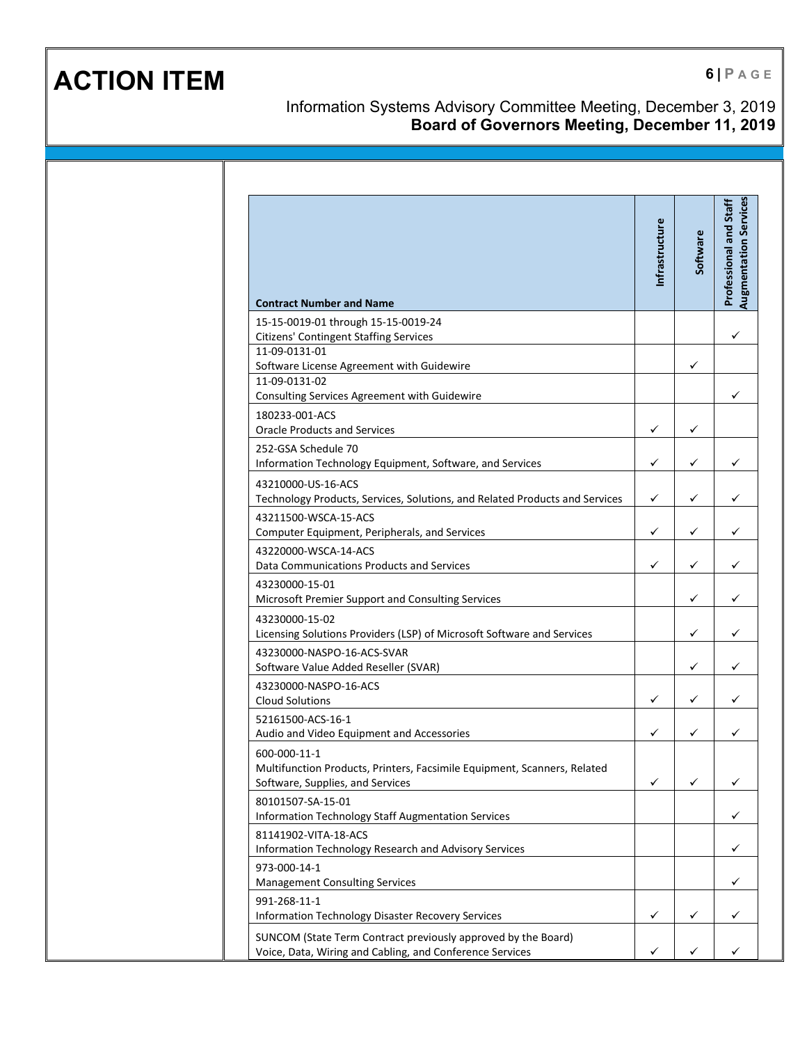| Contract Number and Name | Infrastructure | Software | Professional and Staff Augmentation Services |
|---|---|---|---|
| 15-15-0019-01 through 15-15-0019-24<br>Citizens' Contingent Staffing Services | | | ✓ |
| 11-09-0131-01<br>Software License Agreement with Guidewire | | ✓ | |
| 11-09-0131-02<br>Consulting Services Agreement with Guidewire | | | ✓ |
| 180233-001-ACS<br>Oracle Products and Services | ✓ | ✓ | |
| 252-GSA Schedule 70<br>Information Technology Equipment, Software, and Services | ✓ | ✓ | ✓ |
| 43210000-US-16-ACS<br>Technology Products, Services, Solutions, and Related Products and Services | ✓ | ✓ | ✓ |
| 43211500-WSCA-15-ACS<br>Computer Equipment, Peripherals, and Services | ✓ | ✓ | ✓ |
| 43220000-WSCA-14-ACS<br>Data Communications Products and Services | ✓ | ✓ | ✓ |
| 43230000-15-01<br>Microsoft Premier Support and Consulting Services | | ✓ | ✓ |
| 43230000-15-02<br>Licensing Solutions Providers (LSP) of Microsoft Software and Services | | ✓ | ✓ |
| 43230000-NASPO-16-ACS-SVAR<br>Software Value Added Reseller (SVAR) | | ✓ | ✓ |
| 43230000-NASPO-16-ACS<br>Cloud Solutions | ✓ | ✓ | ✓ |
| 52161500-ACS-16-1<br>Audio and Video Equipment and Accessories | ✓ | ✓ | ✓ |
| 600-000-11-1<br>Multifunction Products, Printers, Facsimile Equipment, Scanners, Related Software, Supplies, and Services | ✓ | ✓ | ✓ |
| 80101507-SA-15-01<br>Information Technology Staff Augmentation Services | | | ✓ |
| 81141902-VITA-18-ACS<br>Information Technology Research and Advisory Services | | | ✓ |
| 973-000-14-1<br>Management Consulting Services | | | ✓ |
| 991-268-11-1<br>Information Technology Disaster Recovery Services | ✓ | ✓ | ✓ |
| SUNCOM (State Term Contract previously approved by the Board)<br>Voice, Data, Wiring and Cabling, and Conference Services | ✓ | ✓ | ✓ |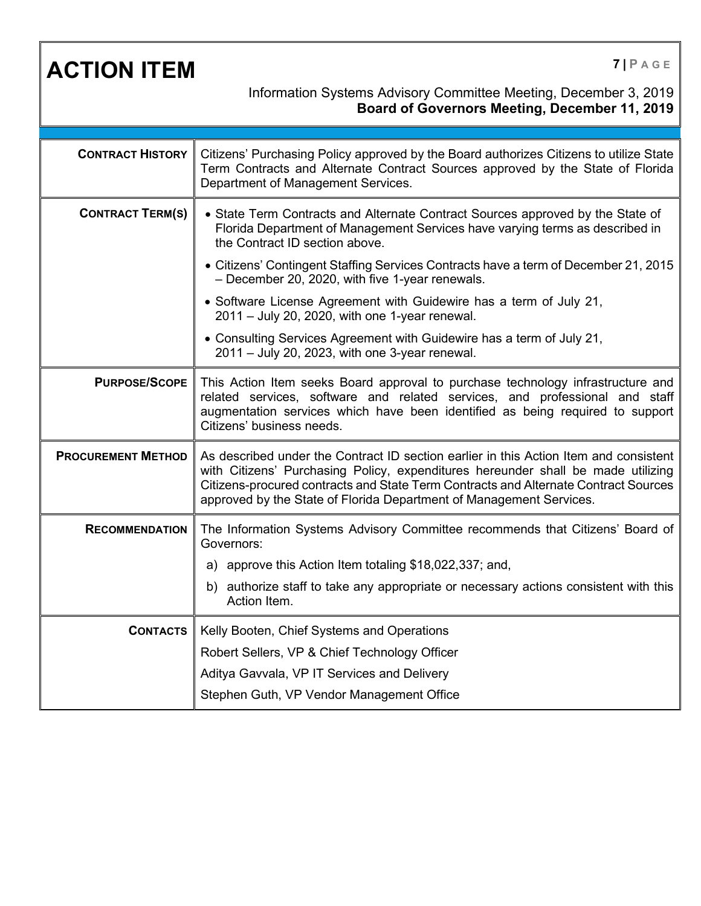# ACTION ITEM

Information Systems Advisory Committee Meeting, December 3, 2019
**Board of Governors Meeting, December 11, 2019**

| | |
|---|---|
| **CONTRACT HISTORY** | Citizens' Purchasing Policy approved by the Board authorizes Citizens to utilize State Term Contracts and Alternate Contract Sources approved by the State of Florida Department of Management Services. |
| **CONTRACT TERM(S)** | • State Term Contracts and Alternate Contract Sources approved by the State of Florida Department of Management Services have varying terms as described in the Contract ID section above.<br>• Citizens' Contingent Staffing Services Contracts have a term of December 21, 2015 – December 20, 2020, with five 1-year renewals.<br>• Software License Agreement with Guidewire has a term of July 21, 2011 – July 20, 2020, with one 1-year renewal.<br>• Consulting Services Agreement with Guidewire has a term of July 21, 2011 – July 20, 2023, with one 3-year renewal. |
| **PURPOSE/SCOPE** | This Action Item seeks Board approval to purchase technology infrastructure and related services, software and related services, and professional and staff augmentation services which have been identified as being required to support Citizens' business needs. |
| **PROCUREMENT METHOD** | As described under the Contract ID section earlier in this Action Item and consistent with Citizens' Purchasing Policy, expenditures hereunder shall be made utilizing Citizens-procured contracts and State Term Contracts and Alternate Contract Sources approved by the State of Florida Department of Management Services. |
| **RECOMMENDATION** | The Information Systems Advisory Committee recommends that Citizens' Board of Governors:<br>a) approve this Action Item totaling $18,022,337; and,<br>b) authorize staff to take any appropriate or necessary actions consistent with this Action Item. |
| **CONTACTS** | Kelly Booten, Chief Systems and Operations<br>Robert Sellers, VP & Chief Technology Officer<br>Aditya Gavvala, VP IT Services and Delivery<br>Stephen Guth, VP Vendor Management Office |